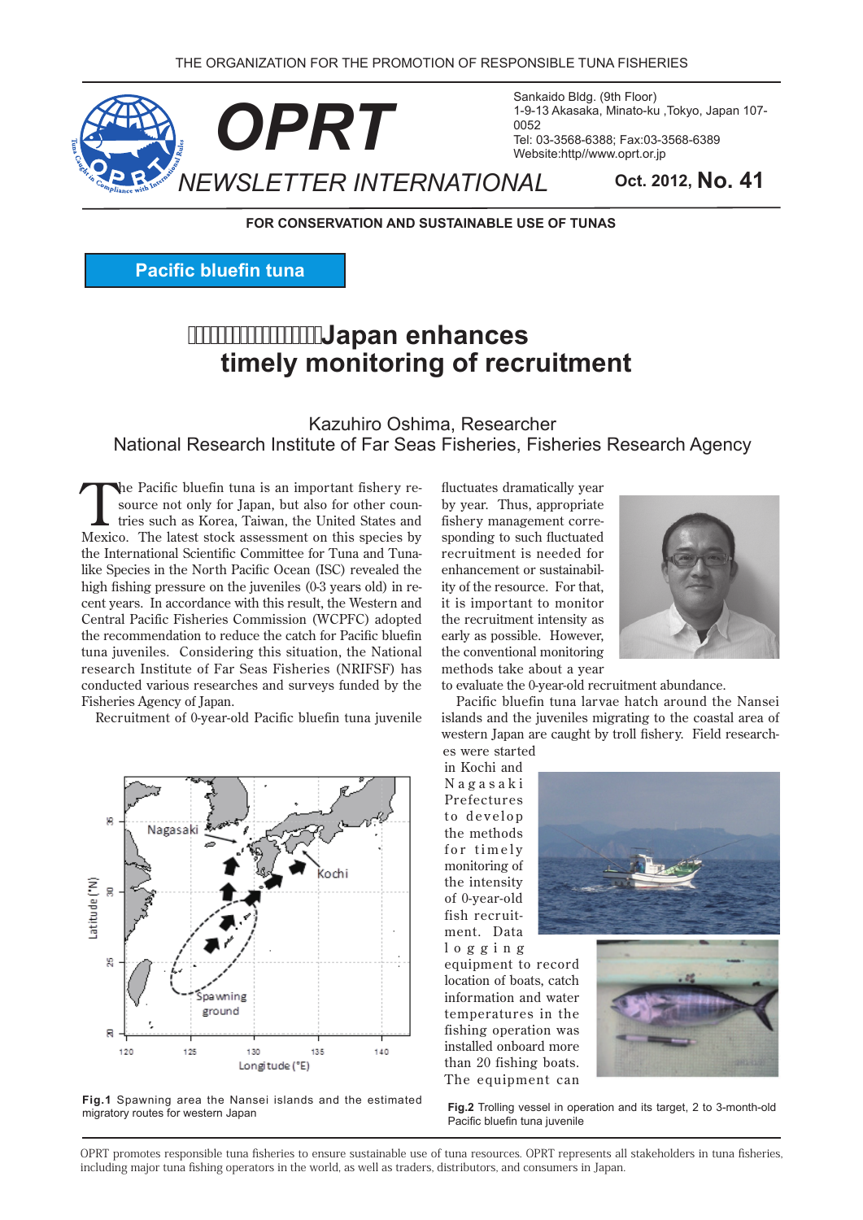THE ORGANIZATION FOR THE PROMOTION OF RESPONSIBLE TUNA FISHERIES

# OPRT NEWSLETTER INTERNATIONAL

Sankaido Bldg. (9th Floor)
1-9-13 Akasaka, Minato-ku ,Tokyo, Japan 107-0052
Tel: 03-3568-6388; Fax:03-3568-6389
Website:http//www.oprt.or.jp

Oct. 2012, **No. 41**

**FOR CONSERVATION AND SUSTAINABLE USE OF TUNAS**

**Pacific bluefin tuna**

## Japan enhances timely monitoring of recruitment

Kazuhiro Oshima, Researcher
National Research Institute of Far Seas Fisheries, Fisheries Research Agency

The Pacific bluefin tuna is an important fishery resource not only for Japan, but also for other countries such as Korea, Taiwan, the United States and Mexico. The latest stock assessment on this species by the International Scientific Committee for Tuna and Tuna-like Species in the North Pacific Ocean (ISC) revealed the high fishing pressure on the juveniles (0-3 years old) in recent years. In accordance with this result, the Western and Central Pacific Fisheries Commission (WCPFC) adopted the recommendation to reduce the catch for Pacific bluefin tuna juveniles. Considering this situation, the National research Institute of Far Seas Fisheries (NRIFSF) has conducted various researches and surveys funded by the Fisheries Agency of Japan.

Recruitment of 0-year-old Pacific bluefin tuna juvenile fluctuates dramatically year by year. Thus, appropriate fishery management corresponding to such fluctuated recruitment is needed for enhancement or sustainability of the resource. For that, it is important to monitor the recruitment intensity as early as possible. However, the conventional monitoring methods take about a year to evaluate the 0-year-old recruitment abundance.

Pacific bluefin tuna larvae hatch around the Nansei islands and the juveniles migrating to the coastal area of western Japan are caught by troll fishery. Field researches were started in Kochi and Nagasaki Prefectures to develop the methods for timely monitoring of the intensity of 0-year-old fish recruitment. Data logging equipment to record location of boats, catch information and water temperatures in the fishing operation was installed onboard more than 20 fishing boats. The equipment can

**Fig.1** Spawning area the Nansei islands and the estimated migratory routes for western Japan

**Fig.2** Trolling vessel in operation and its target, 2 to 3-month-old Pacific bluefin tuna juvenile

OPRT promotes responsible tuna fisheries to ensure sustainable use of tuna resources. OPRT represents all stakeholders in tuna fisheries, including major tuna fishing operators in the world, as well as traders, distributors, and consumers in Japan.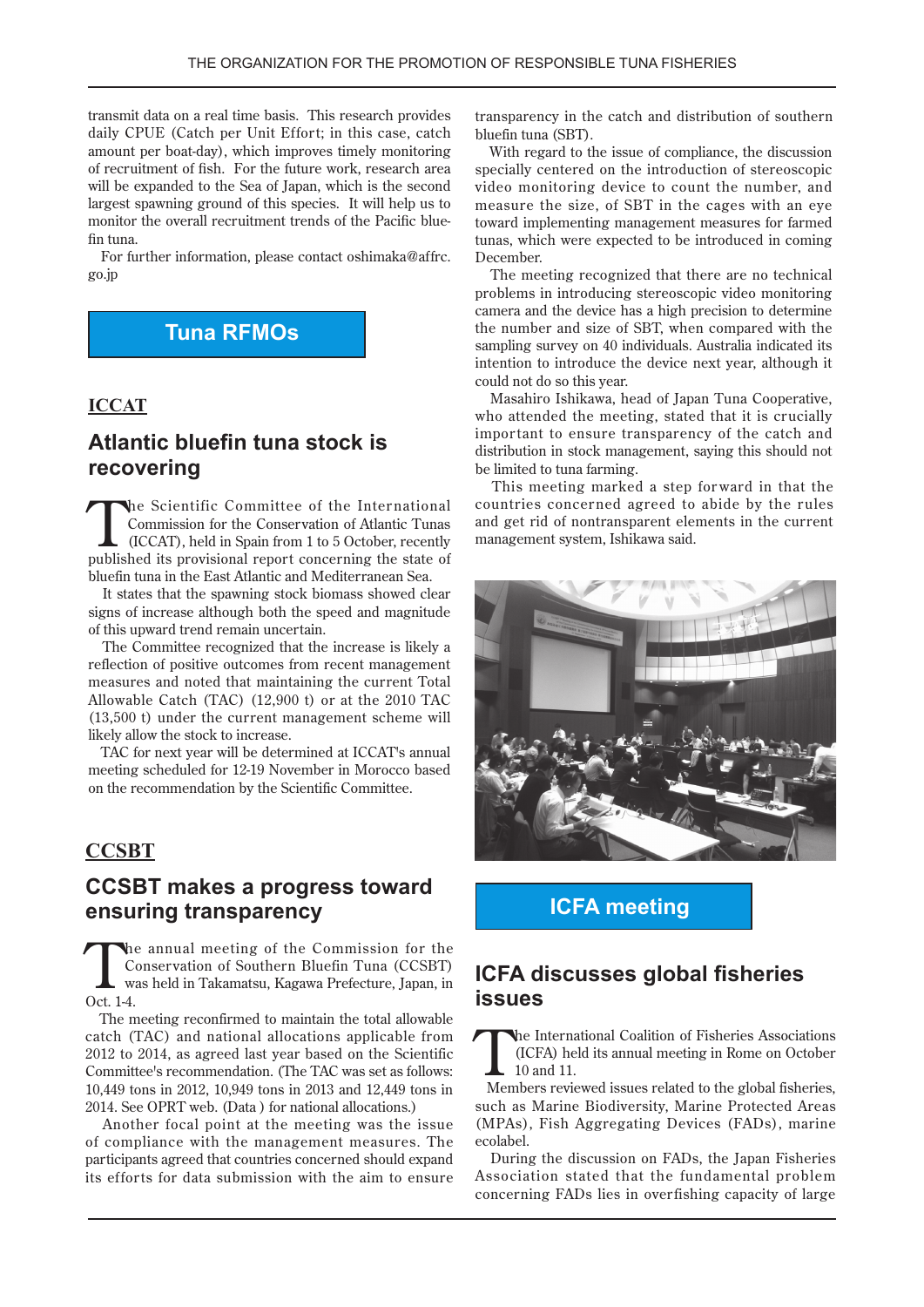transmit data on a real time basis. This research provides daily CPUE (Catch per Unit Effort; in this case, catch amount per boat-day), which improves timely monitoring of recruitment of fish. For the future work, research area will be expanded to the Sea of Japan, which is the second largest spawning ground of this species. It will help us to monitor the overall recruitment trends of the Pacific bluefin tuna.

For further information, please contact oshimaka@affrc.go.jp

## Tuna RFMOs

### ICCAT

### Atlantic bluefin tuna stock is recovering

The Scientific Committee of the International Commission for the Conservation of Atlantic Tunas (ICCAT), held in Spain from 1 to 5 October, recently published its provisional report concerning the state of bluefin tuna in the East Atlantic and Mediterranean Sea.

It states that the spawning stock biomass showed clear signs of increase although both the speed and magnitude of this upward trend remain uncertain.

The Committee recognized that the increase is likely a reflection of positive outcomes from recent management measures and noted that maintaining the current Total Allowable Catch (TAC) (12,900 t) or at the 2010 TAC (13,500 t) under the current management scheme will likely allow the stock to increase.

TAC for next year will be determined at ICCAT's annual meeting scheduled for 12-19 November in Morocco based on the recommendation by the Scientific Committee.

### CCSBT

### CCSBT makes a progress toward ensuring transparency

The annual meeting of the Commission for the Conservation of Southern Bluefin Tuna (CCSBT) was held in Takamatsu, Kagawa Prefecture, Japan, in Oct. 1-4.

The meeting reconfirmed to maintain the total allowable catch (TAC) and national allocations applicable from 2012 to 2014, as agreed last year based on the Scientific Committee's recommendation. (The TAC was set as follows: 10,449 tons in 2012, 10,949 tons in 2013 and 12,449 tons in 2014. See OPRT web. (Data ) for national allocations.)

Another focal point at the meeting was the issue of compliance with the management measures. The participants agreed that countries concerned should expand its efforts for data submission with the aim to ensure transparency in the catch and distribution of southern bluefin tuna (SBT).

With regard to the issue of compliance, the discussion specially centered on the introduction of stereoscopic video monitoring device to count the number, and measure the size, of SBT in the cages with an eye toward implementing management measures for farmed tunas, which were expected to be introduced in coming December.

The meeting recognized that there are no technical problems in introducing stereoscopic video monitoring camera and the device has a high precision to determine the number and size of SBT, when compared with the sampling survey on 40 individuals. Australia indicated its intention to introduce the device next year, although it could not do so this year.

Masahiro Ishikawa, head of Japan Tuna Cooperative, who attended the meeting, stated that it is crucially important to ensure transparency of the catch and distribution in stock management, saying this should not be limited to tuna farming.

This meeting marked a step forward in that the countries concerned agreed to abide by the rules and get rid of nontransparent elements in the current management system, Ishikawa said.

## ICFA meeting

### ICFA discusses global fisheries issues

The International Coalition of Fisheries Associations (ICFA) held its annual meeting in Rome on October 10 and 11.

Members reviewed issues related to the global fisheries, such as Marine Biodiversity, Marine Protected Areas (MPAs), Fish Aggregating Devices (FADs), marine ecolabel.

During the discussion on FADs, the Japan Fisheries Association stated that the fundamental problem concerning FADs lies in overfishing capacity of large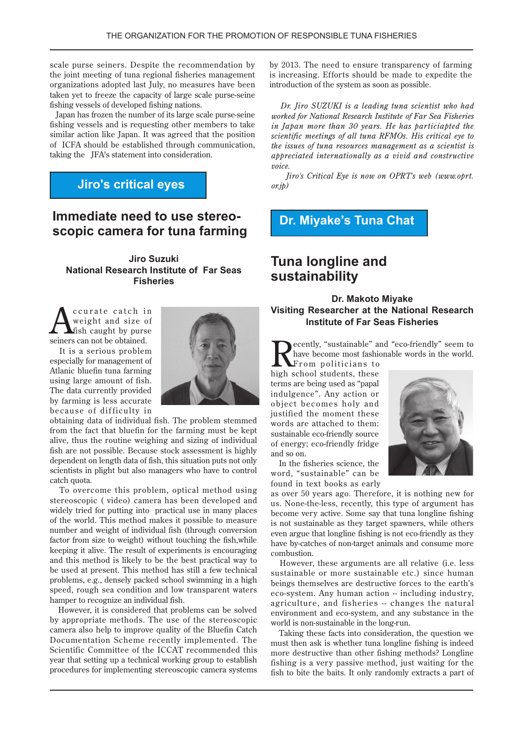scale purse seiners. Despite the recommendation by the joint meeting of tuna regional fisheries management organizations adopted last July, no measures have been taken yet to freeze the capacity of large scale purse-seine fishing vessels of developed fishing nations.

Japan has frozen the number of its large scale purse-seine fishing vessels and is requesting other members to take similar action like Japan. It was agreed that the position of ICFA should be established through communication, taking the JFA's statement into consideration.

## Jiro's critical eyes

# Immediate need to use stereoscopic camera for tuna farming

**Jiro Suzuki**
**National Research Institute of Far Seas Fisheries**

Accurate catch in weight and size of fish caught by purse seiners can not be obtained.

It is a serious problem especially for management of Atlantic bluefin tuna farming using large amount of fish. The data currently provided by farming is less accurate because of difficulty in obtaining data of individual fish. The problem stemmed from the fact that bluefin for the farming must be kept alive, thus the routine weighing and sizing of individual fish are not possible. Because stock assessment is highly dependent on length data of fish, this situation puts not only scientists in plight but also managers who have to control catch quota.

To overcome this problem, optical method using stereoscopic ( video) camera has been developed and widely tried for putting into practical use in many places of the world. This method makes it possible to measure number and weight of individual fish (through conversion factor from size to weight) without touching the fish,while keeping it alive. The result of experiments is encouraging and this method is likely to be the best practical way to be used at present. This method has still a few technical problems, e.g., densely packed school swimming in a high speed, rough sea condition and low transparent waters hamper to recognize an individual fish.

However, it is considered that problems can be solved by appropriate methods. The use of the stereoscopic camera also help to improve quality of the Bluefin Catch Documentation Scheme recently implemented. The Scientific Committee of the ICCAT recommended this year that setting up a technical working group to establish procedures for implementing stereoscopic camera systems by 2013. The need to ensure transparency of farming is increasing. Efforts should be made to expedite the introduction of the system as soon as possible.

*Dr. Jiro SUZUKI is a leading tuna scientist who had worked for National Research Institute of Far Sea Fisheries in Japan more than 30 years. He has particiapted the scientific meetings of all tuna RFMOs. His critical eye to the issues of tuna resources management as a scientist is appreciated internationally as a vivid and constructive voice.*

*Jiro's Critical Eye is now on OPRT's web (www.oprt.or.jp)*

## Dr. Miyake's Tuna Chat

# Tuna longline and sustainability

**Dr. Makoto Miyake**
**Visiting Researcher at the National Research Institute of Far Seas Fisheries**

Recently, "sustainable" and "eco-friendly" seem to have become most fashionable words in the world. From politicians to high school students, these terms are being used as "papal indulgence". Any action or object becomes holy and justified the moment these words are attached to them: sustainable eco-friendly source of energy; eco-friendly fridge and so on.

In the fisheries science, the word, "sustainable" can be found in text books as early as over 50 years ago. Therefore, it is nothing new for us. None-the-less, recently, this type of argument has become very active. Some say that tuna longline fishing is not sustainable as they target spawners, while others even argue that longline fishing is not eco-friendly as they have by-catches of non-target animals and consume more combustion.

However, these arguments are all relative (i.e. less sustainable or more sustainable etc.) since human beings themselves are destructive forces to the earth's eco-system. Any human action -- including industry, agriculture, and fisheries -- changes the natural environment and eco-system, and any substance in the world is non-sustainable in the long-run.

Taking these facts into consideration, the question we must then ask is whether tuna longline fishing is indeed more destructive than other fishing methods? Longline fishing is a very passive method, just waiting for the fish to bite the baits. It only randomly extracts a part of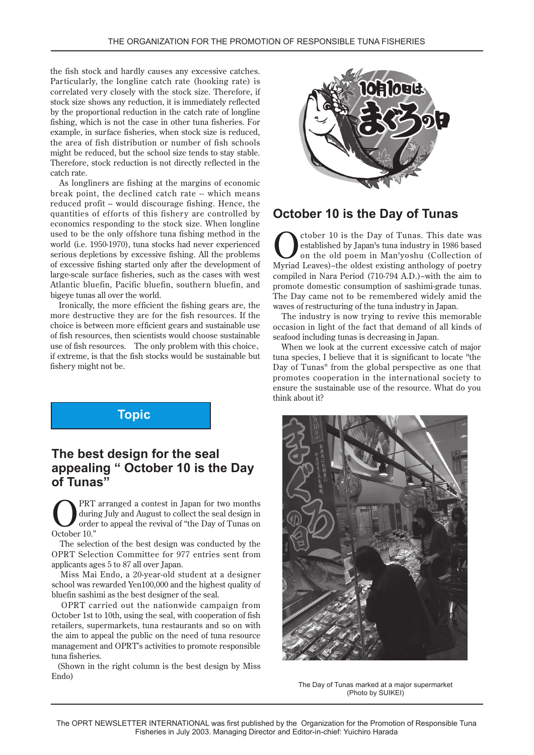the fish stock and hardly causes any excessive catches. Particularly, the longline catch rate (hooking rate) is correlated very closely with the stock size. Therefore, if stock size shows any reduction, it is immediately reflected by the proportional reduction in the catch rate of longline fishing, which is not the case in other tuna fisheries. For example, in surface fisheries, when stock size is reduced, the area of fish distribution or number of fish schools might be reduced, but the school size tends to stay stable. Therefore, stock reduction is not directly reflected in the catch rate.

As longliners are fishing at the margins of economic break point, the declined catch rate -- which means reduced profit -- would discourage fishing. Hence, the quantities of efforts of this fishery are controlled by economics responding to the stock size. When longline used to be the only offshore tuna fishing method in the world (i.e. 1950-1970), tuna stocks had never experienced serious depletions by excessive fishing. All the problems of excessive fishing started only after the development of large-scale surface fisheries, such as the cases with west Atlantic bluefin, Pacific bluefin, southern bluefin, and bigeye tunas all over the world.

Ironically, the more efficient the fishing gears are, the more destructive they are for the fish resources. If the choice is between more efficient gears and sustainable use of fish resources, then scientists would choose sustainable use of fish resources. The only problem with this choice、if extreme, is that the fish stocks would be sustainable but fishery might not be.

## Topic

## The best design for the seal appealing " October 10 is the Day of Tunas"

OPRT arranged a contest in Japan for two months during July and August to collect the seal design in order to appeal the revival of "the Day of Tunas on October 10."

The selection of the best design was conducted by the OPRT Selection Committee for 977 entries sent from applicants ages 5 to 87 all over Japan.

Miss Mai Endo, a 20-year-old student at a designer school was rewarded Yen100,000 and the highest quality of bluefin sashimi as the best designer of the seal.

OPRT carried out the nationwide campaign from October 1st to 10th, using the seal, with cooperation of fish retailers, supermarkets, tuna restaurants and so on with the aim to appeal the public on the need of tuna resource management and OPRT's activities to promote responsible tuna fisheries.

(Shown in the right column is the best design by Miss Endo)

## October 10 is the Day of Tunas

October 10 is the Day of Tunas. This date was established by Japan's tuna industry in 1986 based on the old poem in Man'yoshu (Collection of Myriad Leaves)–the oldest existing anthology of poetry compiled in Nara Period (710-794 A.D.)–with the aim to promote domestic consumption of sashimi-grade tunas. The Day came not to be remembered widely amid the waves of restructuring of the tuna industry in Japan.

The industry is now trying to revive this memorable occasion in light of the fact that demand of all kinds of seafood including tunas is decreasing in Japan.

When we look at the current excessive catch of major tuna species, I believe that it is significant to locate "the Day of Tunas" from the global perspective as one that promotes cooperation in the international society to ensure the sustainable use of the resource. What do you think about it?

The Day of Tunas marked at a major supermarket
(Photo by SUIKEI)

The OPRT NEWSLETTER INTERNATIONAL was first published by the Organization for the Promotion of Responsible Tuna Fisheries in July 2003. Managing Director and Editor-in-chief: Yuichiro Harada